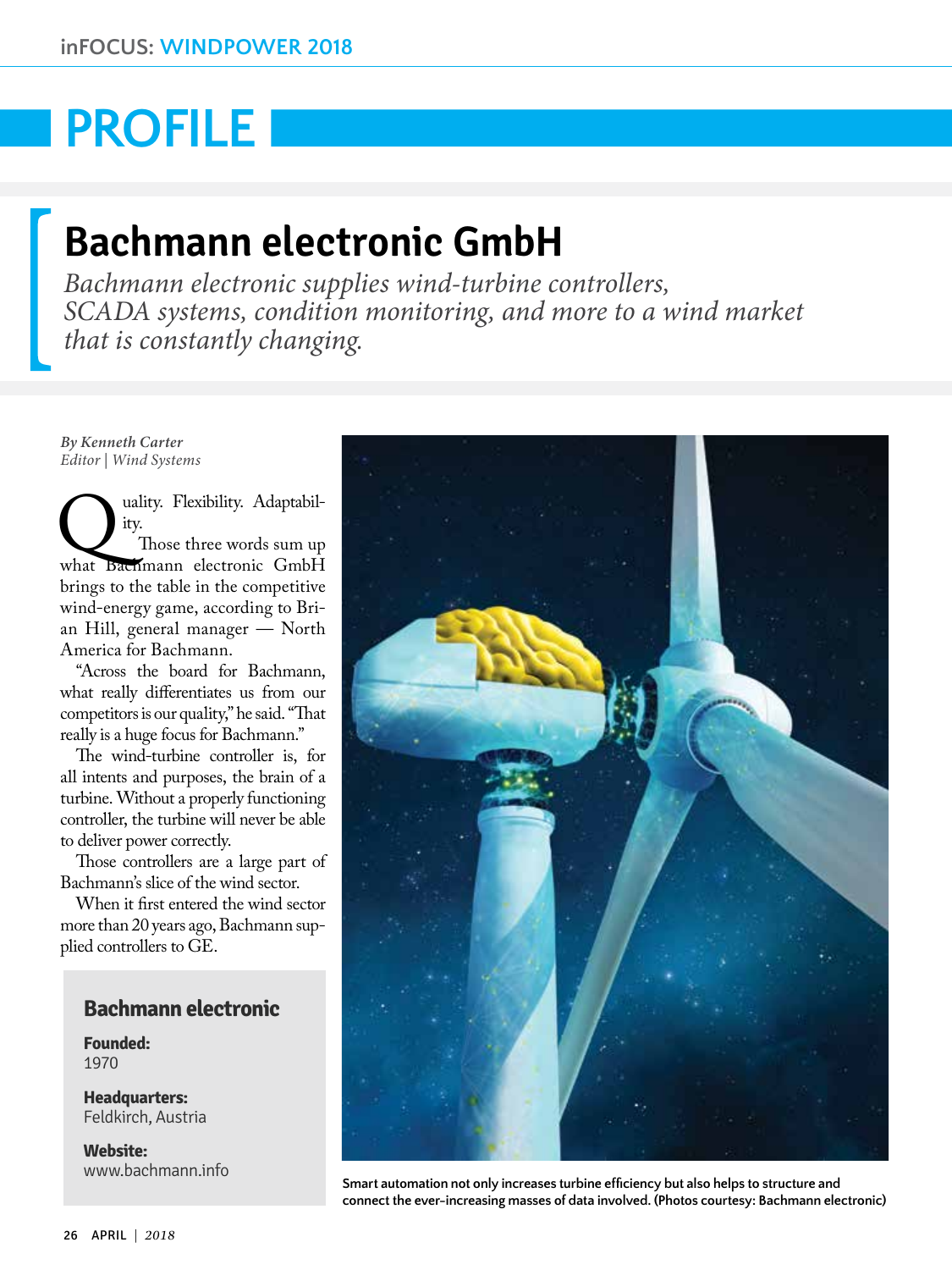# PROFILE

## Bachmann electronic GmbH

*Bachmann electronic supplies wind-turbine controllers, SCADA systems, condition monitoring, and more to a wind market that is constantly changing.*

*By Kenneth Carter*
*Editor | Wind Systems*

Quality. Flexibility. Adaptability.

Those three words sum up what Bachmann electronic GmbH brings to the table in the competitive wind-energy game, according to Brian Hill, general manager — North America for Bachmann.

"Across the board for Bachmann, what really differentiates us from our competitors is our quality," he said. "That really is a huge focus for Bachmann."

The wind-turbine controller is, for all intents and purposes, the brain of a turbine. Without a properly functioning controller, the turbine will never be able to deliver power correctly.

Those controllers are a large part of Bachmann's slice of the wind sector.

When it first entered the wind sector more than 20 years ago, Bachmann supplied controllers to GE.

### Bachmann electronic

**Founded:**
1970

**Headquarters:**
Feldkirch, Austria

**Website:**
www.bachmann.info

Smart automation not only increases turbine efficiency but also helps to structure and connect the ever-increasing masses of data involved. (Photos courtesy: Bachmann electronic)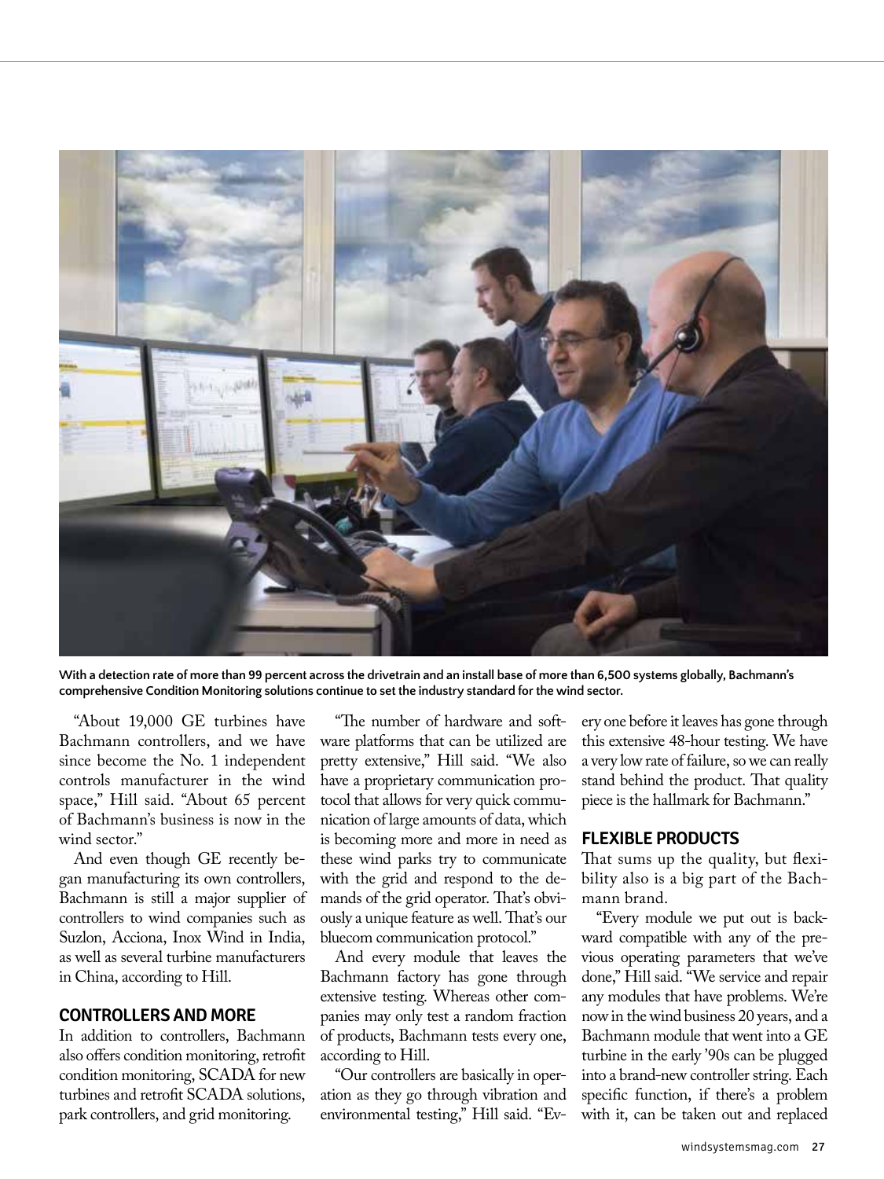With a detection rate of more than 99 percent across the drivetrain and an install base of more than 6,500 systems globally, Bachmann's comprehensive Condition Monitoring solutions continue to set the industry standard for the wind sector.

"About 19,000 GE turbines have Bachmann controllers, and we have since become the No. 1 independent controls manufacturer in the wind space," Hill said. "About 65 percent of Bachmann's business is now in the wind sector."

And even though GE recently began manufacturing its own controllers, Bachmann is still a major supplier of controllers to wind companies such as Suzlon, Acciona, Inox Wind in India, as well as several turbine manufacturers in China, according to Hill.

## CONTROLLERS AND MORE

In addition to controllers, Bachmann also offers condition monitoring, retrofit condition monitoring, SCADA for new turbines and retrofit SCADA solutions, park controllers, and grid monitoring.

"The number of hardware and software platforms that can be utilized are pretty extensive," Hill said. "We also have a proprietary communication protocol that allows for very quick communication of large amounts of data, which is becoming more and more in need as these wind parks try to communicate with the grid and respond to the demands of the grid operator. That's obviously a unique feature as well. That's our bluecom communication protocol."

And every module that leaves the Bachmann factory has gone through extensive testing. Whereas other companies may only test a random fraction of products, Bachmann tests every one, according to Hill.

"Our controllers are basically in operation as they go through vibration and environmental testing," Hill said. "Every one before it leaves has gone through this extensive 48-hour testing. We have a very low rate of failure, so we can really stand behind the product. That quality piece is the hallmark for Bachmann."

## FLEXIBLE PRODUCTS

That sums up the quality, but flexibility also is a big part of the Bachmann brand.

"Every module we put out is backward compatible with any of the previous operating parameters that we've done," Hill said. "We service and repair any modules that have problems. We're now in the wind business 20 years, and a Bachmann module that went into a GE turbine in the early '90s can be plugged into a brand-new controller string. Each specific function, if there's a problem with it, can be taken out and replaced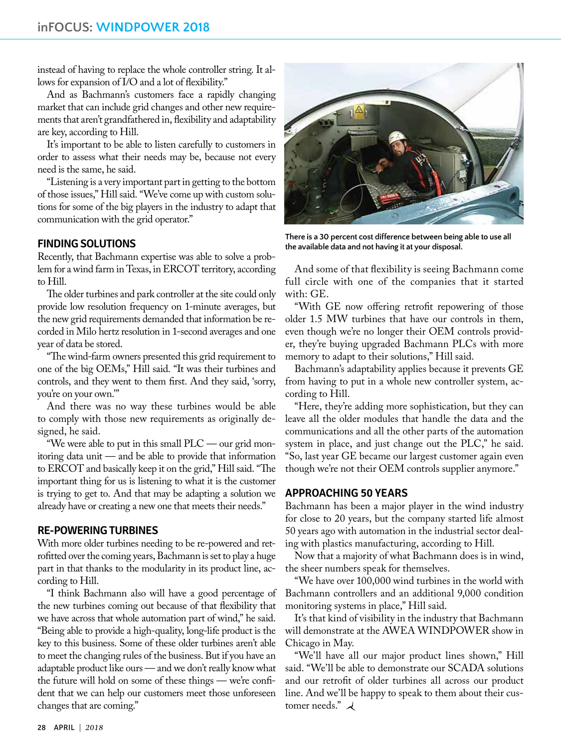instead of having to replace the whole controller string. It allows for expansion of I/O and a lot of flexibility."

And as Bachmann's customers face a rapidly changing market that can include grid changes and other new requirements that aren't grandfathered in, flexibility and adaptability are key, according to Hill.

It's important to be able to listen carefully to customers in order to assess what their needs may be, because not every need is the same, he said.

"Listening is a very important part in getting to the bottom of those issues," Hill said. "We've come up with custom solutions for some of the big players in the industry to adapt that communication with the grid operator."

## FINDING SOLUTIONS

Recently, that Bachmann expertise was able to solve a problem for a wind farm in Texas, in ERCOT territory, according to Hill.

The older turbines and park controller at the site could only provide low resolution frequency on 1-minute averages, but the new grid requirements demanded that information be recorded in Milo hertz resolution in 1-second averages and one year of data be stored.

"The wind-farm owners presented this grid requirement to one of the big OEMs," Hill said. "It was their turbines and controls, and they went to them first. And they said, 'sorry, you're on your own.'"

And there was no way these turbines would be able to comply with those new requirements as originally designed, he said.

"We were able to put in this small PLC — our grid monitoring data unit — and be able to provide that information to ERCOT and basically keep it on the grid," Hill said. "The important thing for us is listening to what it is the customer is trying to get to. And that may be adapting a solution we already have or creating a new one that meets their needs."

## RE-POWERING TURBINES

With more older turbines needing to be re-powered and retrofitted over the coming years, Bachmann is set to play a huge part in that thanks to the modularity in its product line, according to Hill.

"I think Bachmann also will have a good percentage of the new turbines coming out because of that flexibility that we have across that whole automation part of wind," he said. "Being able to provide a high-quality, long-life product is the key to this business. Some of these older turbines aren't able to meet the changing rules of the business. But if you have an adaptable product like ours — and we don't really know what the future will hold on some of these things — we're confident that we can help our customers meet those unforeseen changes that are coming."

There is a 30 percent cost difference between being able to use all the available data and not having it at your disposal.

And some of that flexibility is seeing Bachmann come full circle with one of the companies that it started with: GE.

"With GE now offering retrofit repowering of those older 1.5 MW turbines that have our controls in them, even though we're no longer their OEM controls provider, they're buying upgraded Bachmann PLCs with more memory to adapt to their solutions," Hill said.

Bachmann's adaptability applies because it prevents GE from having to put in a whole new controller system, according to Hill.

"Here, they're adding more sophistication, but they can leave all the older modules that handle the data and the communications and all the other parts of the automation system in place, and just change out the PLC," he said. "So, last year GE became our largest customer again even though we're not their OEM controls supplier anymore."

## APPROACHING 50 YEARS

Bachmann has been a major player in the wind industry for close to 20 years, but the company started life almost 50 years ago with automation in the industrial sector dealing with plastics manufacturing, according to Hill.

Now that a majority of what Bachmann does is in wind, the sheer numbers speak for themselves.

"We have over 100,000 wind turbines in the world with Bachmann controllers and an additional 9,000 condition monitoring systems in place," Hill said.

It's that kind of visibility in the industry that Bachmann will demonstrate at the AWEA WINDPOWER show in Chicago in May.

"We'll have all our major product lines shown," Hill said. "We'll be able to demonstrate our SCADA solutions and our retrofit of older turbines all across our product line. And we'll be happy to speak to them about their customer needs."